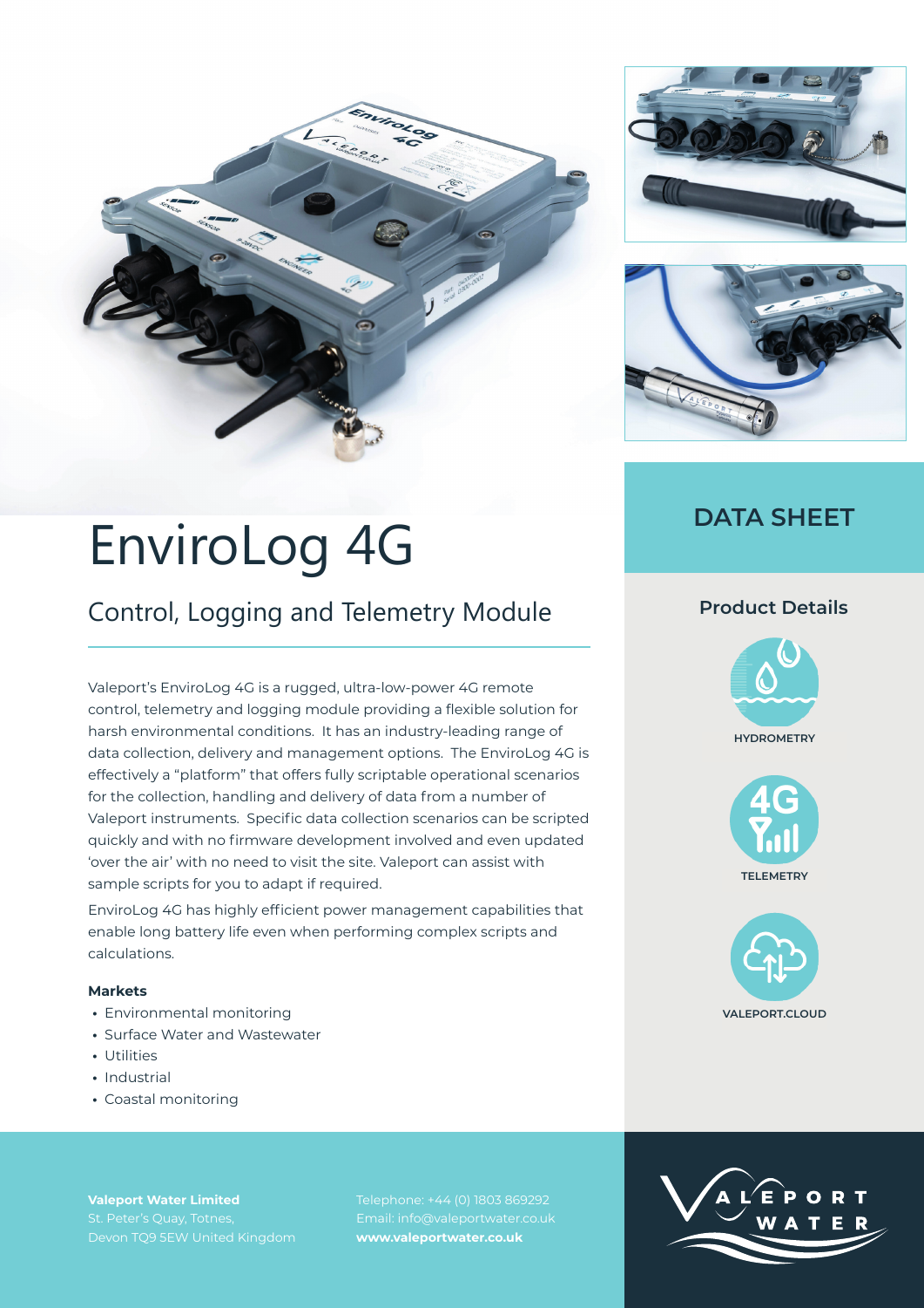# EnviroLog 4G

## Control, Logging and Telemetry Module

Valeport's EnviroLog 4G is a rugged, ultra-low-power 4G remote control, telemetry and logging module providing a flexible solution for harsh environmental conditions. It has an industry-leading range of data collection, delivery and management options. The EnviroLog 4G is effectively a "platform" that offers fully scriptable operational scenarios for the collection, handling and delivery of data from a number of Valeport instruments. Specific data collection scenarios can be scripted quickly and with no firmware development involved and even updated 'over the air' with no need to visit the site. Valeport can assist with sample scripts for you to adapt if required.

EnviroLog 4G has highly efficient power management capabilities that enable long battery life even when performing complex scripts and calculations.

**Markets**

- Environmental monitoring
- Surface Water and Wastewater
- Utilities
- Industrial
- Coastal monitoring

## DATA SHEET

### Product Details

HYDROMETRY

TELEMETRY

VALEPORT.CLOUD

**Valeport Water Limited**
St. Peter's Quay, Totnes,
Devon TQ9 5EW United Kingdom

Telephone: +44 (0) 1803 869292
Email: info@valeportwater.co.uk
**www.valeportwater.co.uk**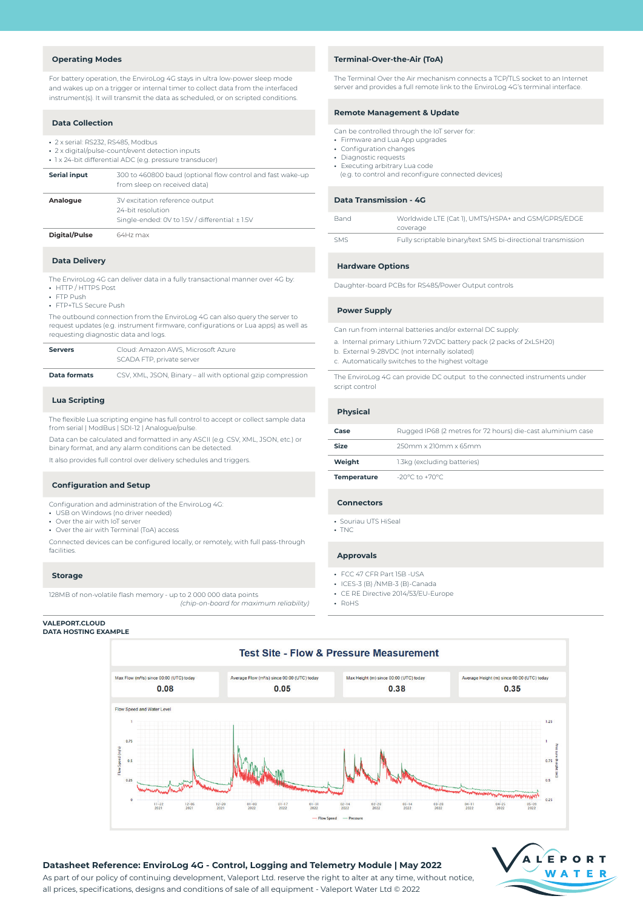## Operating Modes

For battery operation, the EnviroLog 4G stays in ultra low-power sleep mode and wakes up on a trigger or internal timer to collect data from the interfaced instrument(s). It will transmit the data as scheduled, or on scripted conditions.

## Data Collection

- 2 x serial: RS232, RS485, Modbus
- 2 x digital/pulse-count/event detection inputs
- 1 x 24-bit differential ADC (e.g. pressure transducer)

| | |
|---|---|
| **Serial input** | 300 to 460800 baud (optional flow control and fast wake-up from sleep on received data) |
| **Analogue** | 3V excitation reference output<br>24-bit resolution<br>Single-ended: 0V to 1.5V / differential: ± 1.5V |
| **Digital/Pulse** | 64Hz max |

## Data Delivery

The EnviroLog 4G can deliver data in a fully transactional manner over 4G by:

- HTTP / HTTPS Post
- FTP Push
- FTP+TLS Secure Push

The outbound connection from the EnviroLog 4G can also query the server to request updates (e.g. instrument firmware, configurations or Lua apps) as well as requesting diagnostic data and logs.

| | |
|---|---|
| **Servers** | Cloud: Amazon AWS, Microsoft Azure<br>SCADA FTP, private server |
| **Data formats** | CSV, XML, JSON, Binary – all with optional gzip compression |

## Lua Scripting

The flexible Lua scripting engine has full control to accept or collect sample data from serial | ModBus | SDI-12 | Analogue/pulse.

Data can be calculated and formatted in any ASCII (e.g. CSV, XML, JSON, etc.) or binary format, and any alarm conditions can be detected.

It also provides full control over delivery schedules and triggers.

## Configuration and Setup

Configuration and administration of the EnviroLog 4G:

- USB on Windows (no driver needed)
- Over the air with IoT server
- Over the air with Terminal (ToA) access

Connected devices can be configured locally, or remotely, with full pass-through facilities.

## Storage

128MB of non-volatile flash memory - up to 2 000 000 data points

*(chip-on-board for maximum reliability)*

## Terminal-Over-the-Air (ToA)

The Terminal Over the Air mechanism connects a TCP/TLS socket to an Internet server and provides a full remote link to the EnviroLog 4G's terminal interface.

## Remote Management & Update

Can be controlled through the IoT server for:

- Firmware and Lua App upgrades
- Configuration changes
- Diagnostic requests
- Executing arbitrary Lua code (e.g. to control and reconfigure connected devices)

## Data Transmission - 4G

| | |
|---|---|
| Band | Worldwide LTE (Cat 1), UMTS/HSPA+ and GSM/GPRS/EDGE coverage |
| SMS | Fully scriptable binary/text SMS bi-directional transmission |

## Hardware Options

Daughter-board PCBs for RS485/Power Output controls

## Power Supply

Can run from internal batteries and/or external DC supply:

a. Internal primary Lithium 7.2VDC battery pack (2 packs of 2xLSH20)
b. External 9-28VDC (not internally isolated)
c. Automatically switches to the highest voltage

The EnviroLog 4G can provide DC output to the connected instruments under script control

## Physical

| | |
|---|---|
| **Case** | Rugged IP68 (2 metres for 72 hours) die-cast aluminium case |
| **Size** | 250mm x 210mm x 65mm |
| **Weight** | 1.3kg (excluding batteries) |
| **Temperature** | -20°C to +70°C |

## Connectors

- Souriau UTS HiSeal
- TNC

## Approvals

- FCC 47 CFR Part 15B -USA
- ICES-3 (B) /NMB-3 (B)-Canada
- CE RE Directive 2014/53/EU-Europe
- RoHS

**VALEPORT.CLOUD**
**DATA HOSTING EXAMPLE**

Test Site - Flow & Pressure Measurement

Max Flow (m³/s) since 00:00 (UTC) today: 0.08
Average Flow (m³/s) since 00:00 (UTC) today: 0.05
Max Height (m) since 00:00 (UTC) today: 0.38
Average Height (m) since 00:00 (UTC) today: 0.35

Flow Speed and Water Level

Flow Speed (m/s): 0, 0.25, 0.5, 0.75, 1
Pressure (m): 0.25, 0.5, 0.75, 1, 1.25
11-22 2021, 12-06 2021, 12-20 2021, 01-03 2022, 01-17 2022, 01-31 2022, 02-14 2022, 02-28 2022, 03-14 2022, 03-28 2022, 04-11 2022, 04-25 2022, 05-09 2022
Flow Speed — Pressure

**Datasheet Reference: EnviroLog 4G - Control, Logging and Telemetry Module | May 2022**

As part of our policy of continuing development, Valeport Ltd. reserve the right to alter at any time, without notice, all prices, specifications, designs and conditions of sale of all equipment - Valeport Water Ltd © 2022

VALEPORT WATER